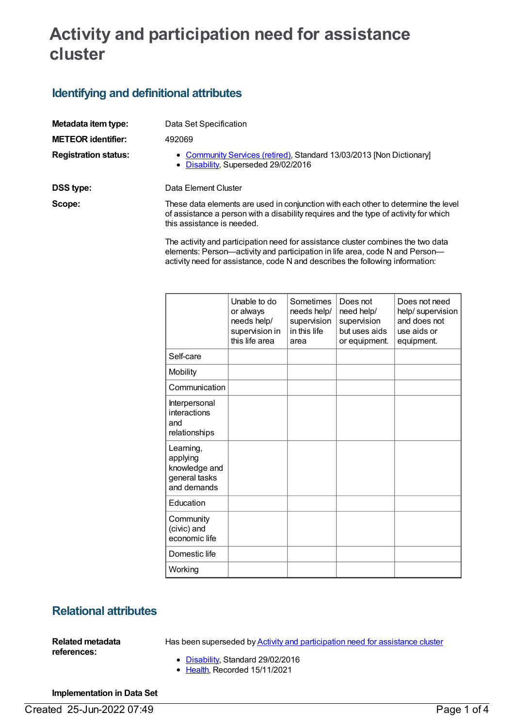# Activity and participation need for assistance cluster

## Identifying and definitional attributes

**Metadata item type:** Data Set Specification

**METEOR identifier:** 492069

**Registration status:**

- Community Services (retired), Standard 13/03/2013 [Non Dictionary]
- Disability, Superseded 29/02/2016

**DSS type:** Data Element Cluster

**Scope:** These data elements are used in conjunction with each other to determine the level of assistance a person with a disability requires and the type of activity for which this assistance is needed.

The activity and participation need for assistance cluster combines the two data elements: Person—activity and participation in life area, code N and Person—activity need for assistance, code N and describes the following information:

| | Unable to do or always needs help/ supervision in this life area | Sometimes needs help/ supervision in this life area | Does not need help/ supervision but uses aids or equipment. | Does not need help/ supervision and does not use aids or equipment. |
|---|---|---|---|---|
| Self-care | | | | |
| Mobility | | | | |
| Communication | | | | |
| Interpersonal interactions and relationships | | | | |
| Learning, applying knowledge and general tasks and demands | | | | |
| Education | | | | |
| Community (civic) and economic life | | | | |
| Domestic life | | | | |
| Working | | | | |

## Relational attributes

**Related metadata references:** Has been superseded by Activity and participation need for assistance cluster

- Disability, Standard 29/02/2016
- Health, Recorded 15/11/2021

**Implementation in Data Set**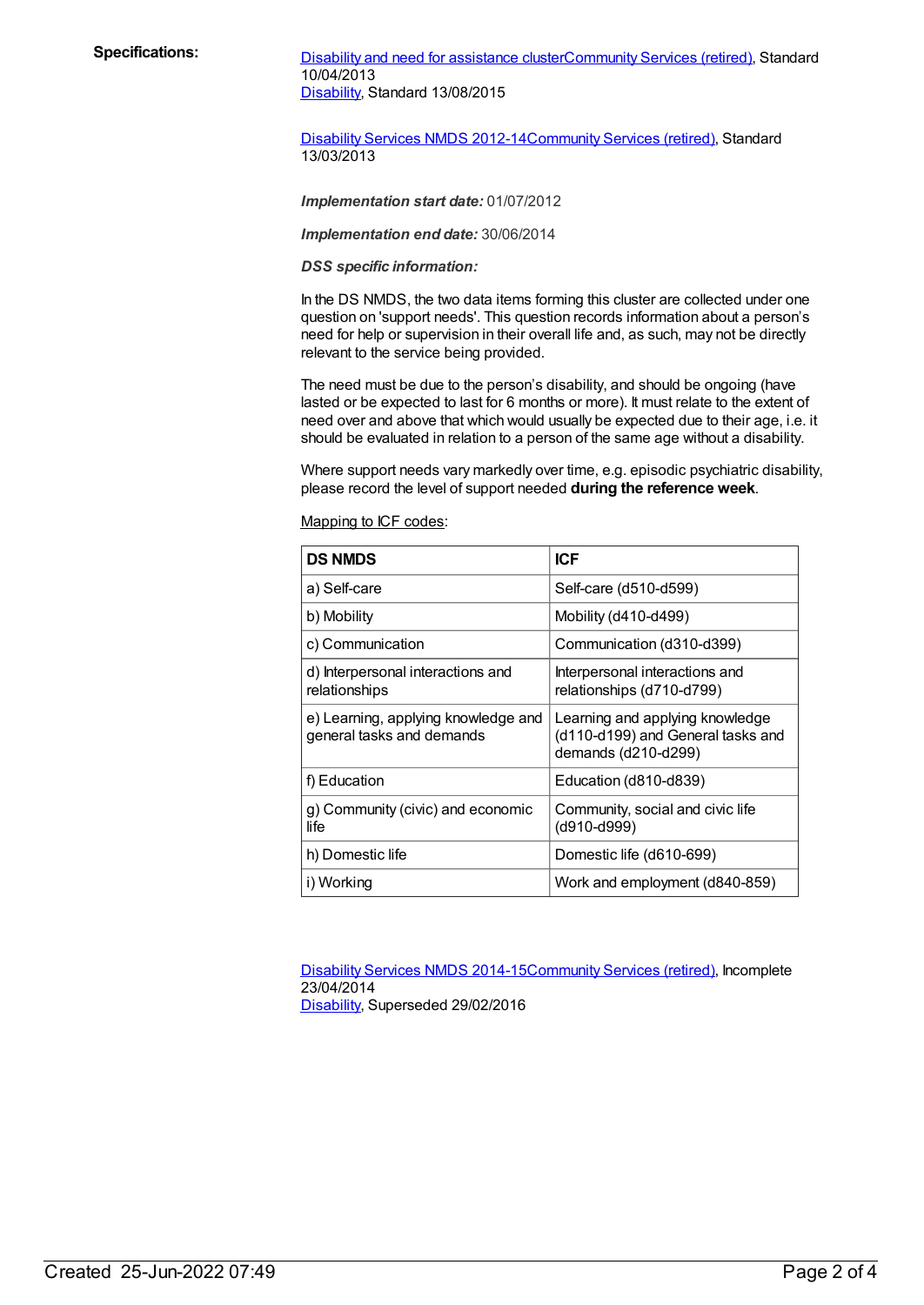**Specifications:**

Disability and need for assistance clusterCommunity Services (retired), Standard 10/04/2013
Disability, Standard 13/08/2015

Disability Services NMDS 2012-14Community Services (retired), Standard 13/03/2013

***Implementation start date:*** 01/07/2012

***Implementation end date:*** 30/06/2014

***DSS specific information:***

In the DS NMDS, the two data items forming this cluster are collected under one question on 'support needs'. This question records information about a person's need for help or supervision in their overall life and, as such, may not be directly relevant to the service being provided.

The need must be due to the person's disability, and should be ongoing (have lasted or be expected to last for 6 months or more). It must relate to the extent of need over and above that which would usually be expected due to their age, i.e. it should be evaluated in relation to a person of the same age without a disability.

Where support needs vary markedly over time, e.g. episodic psychiatric disability, please record the level of support needed **during the reference week**.

Mapping to ICF codes:

| DS NMDS | ICF |
|---|---|
| a) Self-care | Self-care (d510-d599) |
| b) Mobility | Mobility (d410-d499) |
| c) Communication | Communication (d310-d399) |
| d) Interpersonal interactions and relationships | Interpersonal interactions and relationships (d710-d799) |
| e) Learning, applying knowledge and general tasks and demands | Learning and applying knowledge (d110-d199) and General tasks and demands (d210-d299) |
| f) Education | Education (d810-d839) |
| g) Community (civic) and economic life | Community, social and civic life (d910-d999) |
| h) Domestic life | Domestic life (d610-699) |
| i) Working | Work and employment (d840-859) |

Disability Services NMDS 2014-15Community Services (retired), Incomplete 23/04/2014
Disability, Superseded 29/02/2016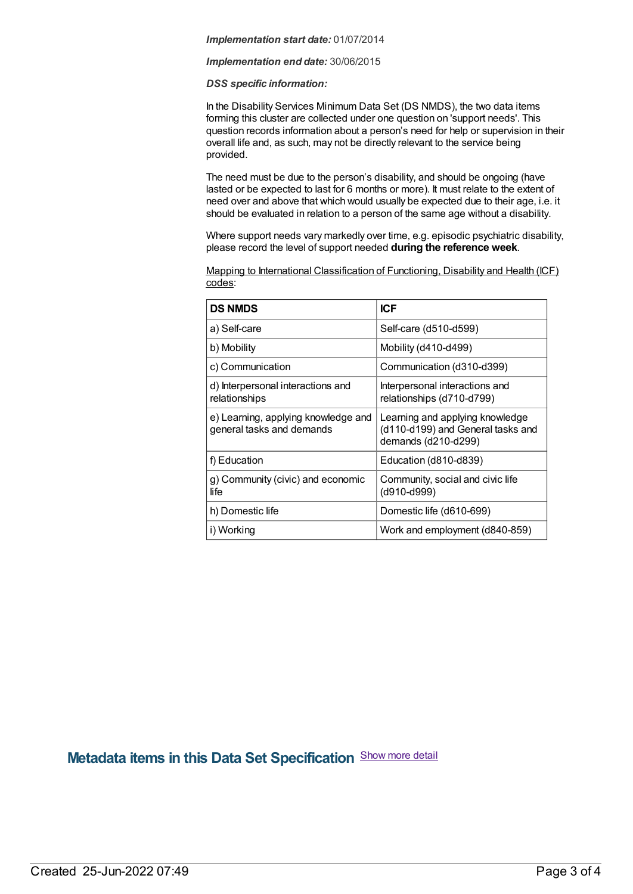***Implementation start date:*** 01/07/2014

***Implementation end date:*** 30/06/2015

***DSS specific information:***

In the Disability Services Minimum Data Set (DS NMDS), the two data items forming this cluster are collected under one question on 'support needs'. This question records information about a person's need for help or supervision in their overall life and, as such, may not be directly relevant to the service being provided.

The need must be due to the person's disability, and should be ongoing (have lasted or be expected to last for 6 months or more). It must relate to the extent of need over and above that which would usually be expected due to their age, i.e. it should be evaluated in relation to a person of the same age without a disability.

Where support needs vary markedly over time, e.g. episodic psychiatric disability, please record the level of support needed **during the reference week**.

Mapping to International Classification of Functioning, Disability and Health (ICF) codes:

| DS NMDS | ICF |
|---|---|
| a) Self-care | Self-care (d510-d599) |
| b) Mobility | Mobility (d410-d499) |
| c) Communication | Communication (d310-d399) |
| d) Interpersonal interactions and relationships | Interpersonal interactions and relationships (d710-d799) |
| e) Learning, applying knowledge and general tasks and demands | Learning and applying knowledge (d110-d199) and General tasks and demands (d210-d299) |
| f) Education | Education (d810-d839) |
| g) Community (civic) and economic life | Community, social and civic life (d910-d999) |
| h) Domestic life | Domestic life (d610-699) |
| i) Working | Work and employment (d840-859) |

## Metadata items in this Data Set Specification

Show more detail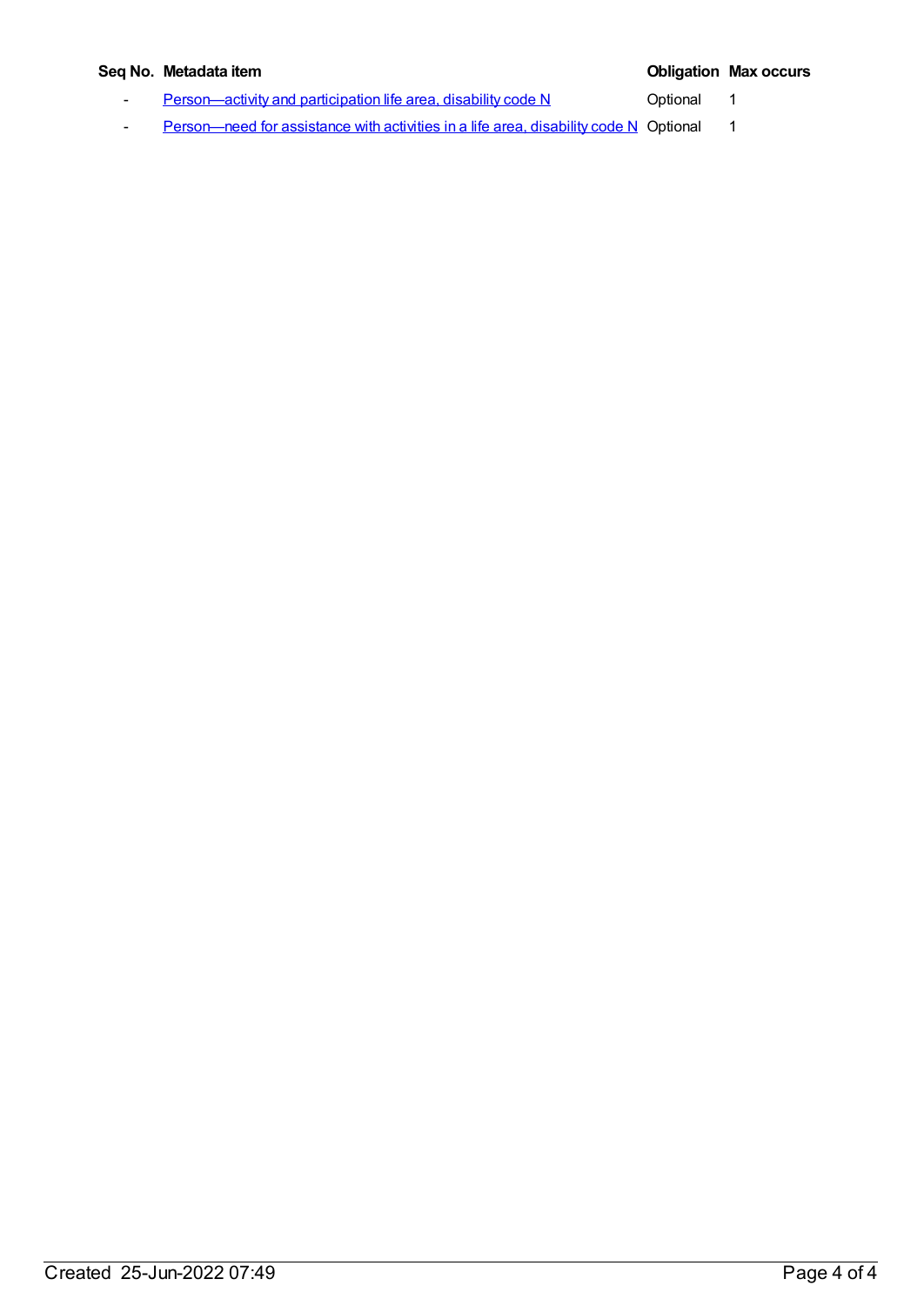| Seq No. | Metadata item | Obligation | Max occurs |
| --- | --- | --- | --- |
| - | Person—activity and participation life area, disability code N | Optional | 1 |
| - | Person—need for assistance with activities in a life area, disability code N | Optional | 1 |